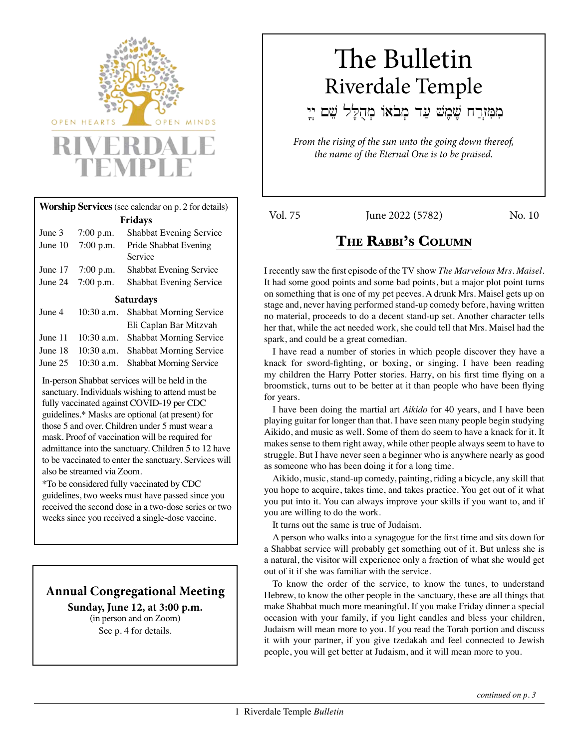OPEN HEARTS OPEN MINDS

RIVERDALE TEMPLE

# The Bulletin
## Riverdale Temple

מִמִּזְרַח שֶׁמֶשׁ עַד מְבוֹאוֹ מְהֻלָּל שֵׁם יְיָ

*From the rising of the sun unto the going down thereof, the name of the Eternal One is to be praised.*

Vol. 75 June 2022 (5782) No. 10

**Worship Services** (see calendar on p. 2 for details)

**Fridays**

| | | |
|---|---|---|
| June 3 | 7:00 p.m. | Shabbat Evening Service |
| June 10 | 7:00 p.m. | Pride Shabbat Evening Service |
| June 17 | 7:00 p.m. | Shabbat Evening Service |
| June 24 | 7:00 p.m. | Shabbat Evening Service |

**Saturdays**

| | | |
|---|---|---|
| June 4 | 10:30 a.m. | Shabbat Morning Service Eli Caplan Bar Mitzvah |
| June 11 | 10:30 a.m. | Shabbat Morning Service |
| June 18 | 10:30 a.m. | Shabbat Morning Service |
| June 25 | 10:30 a.m. | Shabbat Morning Service |

In-person Shabbat services will be held in the sanctuary. Individuals wishing to attend must be fully vaccinated against COVID-19 per CDC guidelines.* Masks are optional (at present) for those 5 and over. Children under 5 must wear a mask. Proof of vaccination will be required for admittance into the sanctuary. Children 5 to 12 have to be vaccinated to enter the sanctuary. Services will also be streamed via Zoom.

*To be considered fully vaccinated by CDC guidelines, two weeks must have passed since you received the second dose in a two-dose series or two weeks since you received a single-dose vaccine.

## Annual Congregational Meeting

**Sunday, June 12, at 3:00 p.m.**

(in person and on Zoom)

See p. 4 for details.

## The Rabbi's Column

I recently saw the first episode of the TV show *The Marvelous Mrs. Maisel*. It had some good points and some bad points, but a major plot point turns on something that is one of my pet peeves. A drunk Mrs. Maisel gets up on stage and, never having performed stand-up comedy before, having written no material, proceeds to do a decent stand-up set. Another character tells her that, while the act needed work, she could tell that Mrs. Maisel had the spark, and could be a great comedian.

I have read a number of stories in which people discover they have a knack for sword-fighting, or boxing, or singing. I have been reading my children the Harry Potter stories. Harry, on his first time flying on a broomstick, turns out to be better at it than people who have been flying for years.

I have been doing the martial art *Aikido* for 40 years, and I have been playing guitar for longer than that. I have seen many people begin studying Aikido, and music as well. Some of them do seem to have a knack for it. It makes sense to them right away, while other people always seem to have to struggle. But I have never seen a beginner who is anywhere nearly as good as someone who has been doing it for a long time.

Aikido, music, stand-up comedy, painting, riding a bicycle, any skill that you hope to acquire, takes time, and takes practice. You get out of it what you put into it. You can always improve your skills if you want to, and if you are willing to do the work.

It turns out the same is true of Judaism.

A person who walks into a synagogue for the first time and sits down for a Shabbat service will probably get something out of it. But unless she is a natural, the visitor will experience only a fraction of what she would get out of it if she was familiar with the service.

To know the order of the service, to know the tunes, to understand Hebrew, to know the other people in the sanctuary, these are all things that make Shabbat much more meaningful. If you make Friday dinner a special occasion with your family, if you light candles and bless your children, Judaism will mean more to you. If you read the Torah portion and discuss it with your partner, if you give tzedakah and feel connected to Jewish people, you will get better at Judaism, and it will mean more to you.

*continued on p. 3*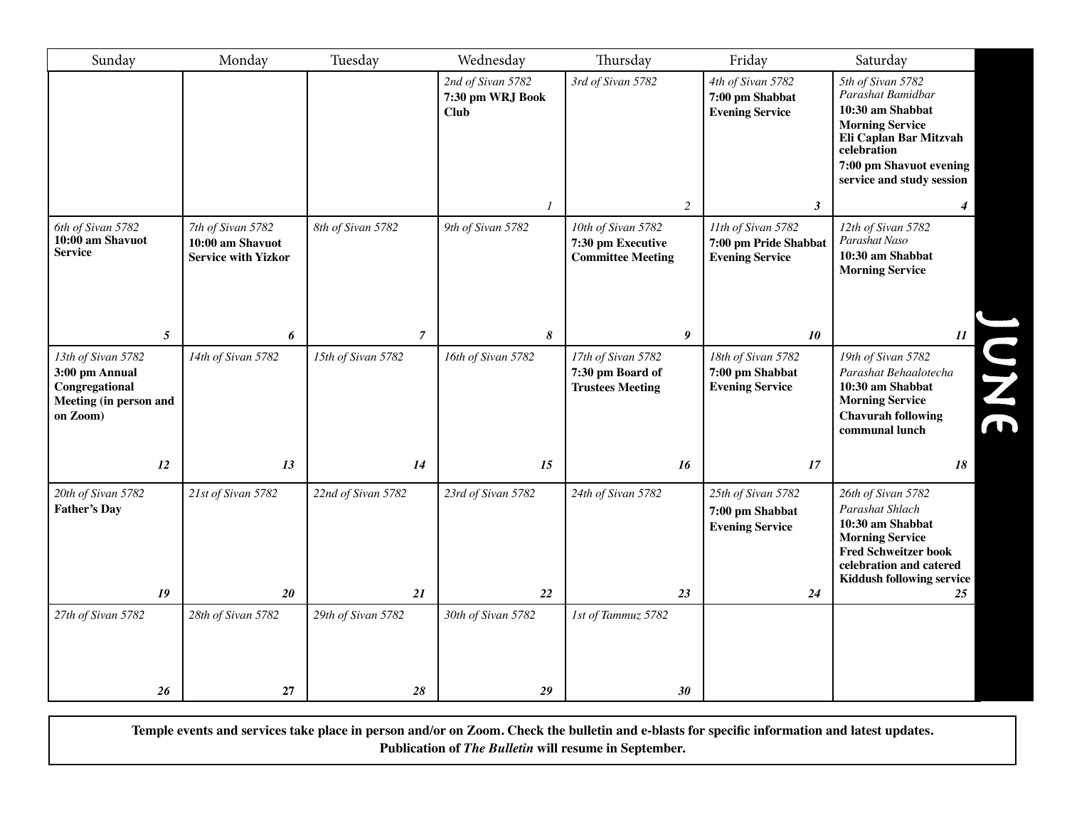# JUNE

| Sunday | Monday | Tuesday | Wednesday | Thursday | Friday | Saturday |
|---|---|---|---|---|---|---|
| | | | *2nd of Sivan 5782* **7:30 pm WRJ Book Club** **1** | *3rd of Sivan 5782* **2** | *4th of Sivan 5782* **7:00 pm Shabbat Evening Service** **3** | *5th of Sivan 5782* *Parashat Bamidbar* **10:30 am Shabbat Morning Service** **Eli Caplan Bar Mitzvah celebration** **7:00 pm Shavuot evening service and study session** **4** |
| *6th of Sivan 5782* **10:00 am Shavuot Service** **5** | *7th of Sivan 5782* **10:00 am Shavuot Service with Yizkor** **6** | *8th of Sivan 5782* **7** | *9th of Sivan 5782* **8** | *10th of Sivan 5782* **7:30 pm Executive Committee Meeting** **9** | *11th of Sivan 5782* **7:00 pm Pride Shabbat Evening Service** **10** | *12th of Sivan 5782* *Parashat Naso* **10:30 am Shabbat Morning Service** **11** |
| *13th of Sivan 5782* **3:00 pm Annual Congregational Meeting (in person and on Zoom)** **12** | *14th of Sivan 5782* **13** | *15th of Sivan 5782* **14** | *16th of Sivan 5782* **15** | *17th of Sivan 5782* **7:30 pm Board of Trustees Meeting** **16** | *18th of Sivan 5782* **7:00 pm Shabbat Evening Service** **17** | *19th of Sivan 5782* *Parashat Behaalotecha* **10:30 am Shabbat Morning Service** **Chavurah following communal lunch** **18** |
| *20th of Sivan 5782* **Father's Day** **19** | *21st of Sivan 5782* **20** | *22nd of Sivan 5782* **21** | *23rd of Sivan 5782* **22** | *24th of Sivan 5782* **23** | *25th of Sivan 5782* **7:00 pm Shabbat Evening Service** **24** | *26th of Sivan 5782* *Parashat Shlach* **10:30 am Shabbat Morning Service** **Fred Schweitzer book celebration and catered Kiddush following service** **25** |
| *27th of Sivan 5782* **26** | *28th of Sivan 5782* **27** | *29th of Sivan 5782* **28** | *30th of Sivan 5782* **29** | *1st of Tammuz 5782* **30** | | |

**Temple events and services take place in person and/or on Zoom. Check the bulletin and e-blasts for specific information and latest updates.**
**Publication of *The Bulletin* will resume in September.**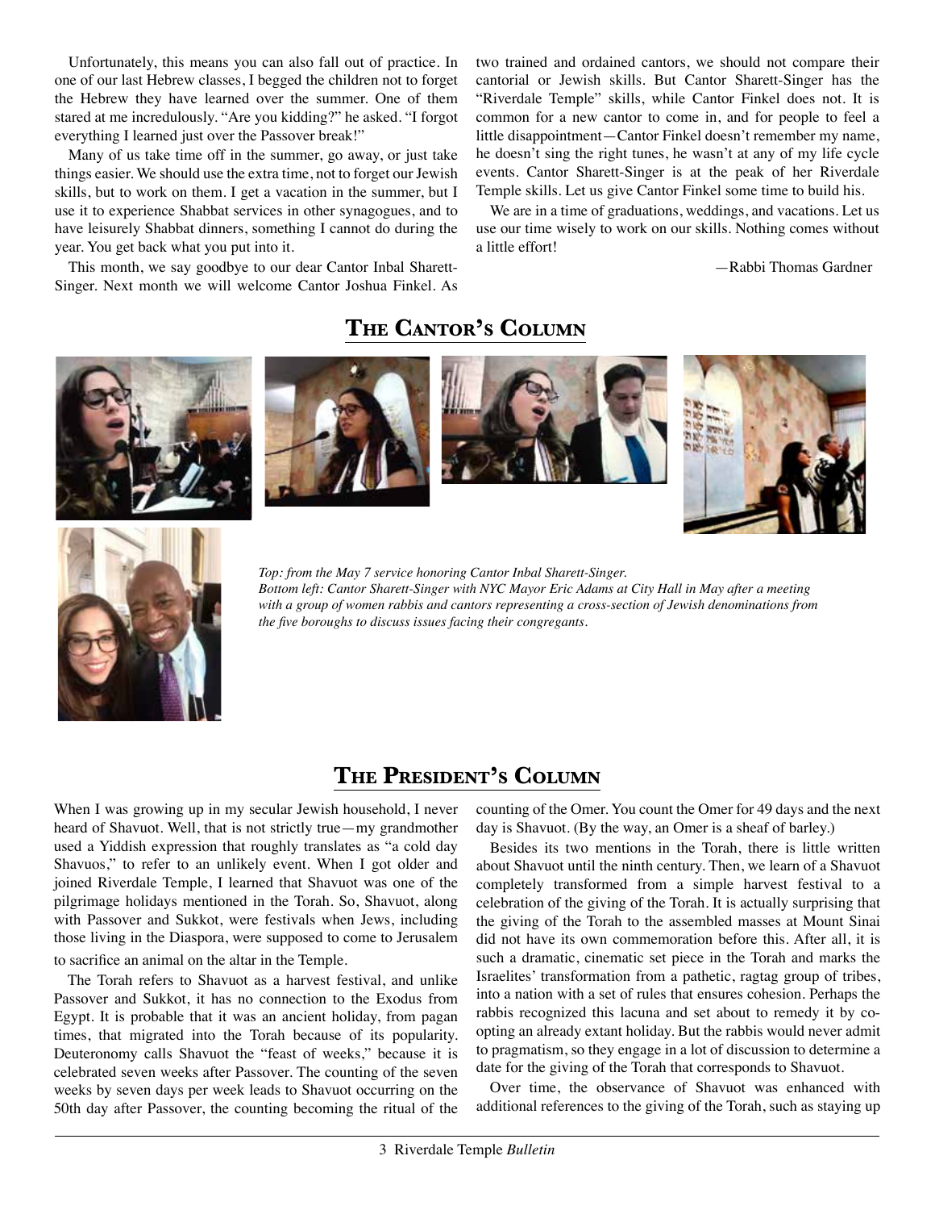Unfortunately, this means you can also fall out of practice. In one of our last Hebrew classes, I begged the children not to forget the Hebrew they have learned over the summer. One of them stared at me incredulously. "Are you kidding?" he asked. "I forgot everything I learned just over the Passover break!"

Many of us take time off in the summer, go away, or just take things easier. We should use the extra time, not to forget our Jewish skills, but to work on them. I get a vacation in the summer, but I use it to experience Shabbat services in other synagogues, and to have leisurely Shabbat dinners, something I cannot do during the year. You get back what you put into it.

This month, we say goodbye to our dear Cantor Inbal Sharett-Singer. Next month we will welcome Cantor Joshua Finkel. As two trained and ordained cantors, we should not compare their cantorial or Jewish skills. But Cantor Sharett-Singer has the "Riverdale Temple" skills, while Cantor Finkel does not. It is common for a new cantor to come in, and for people to feel a little disappointment—Cantor Finkel doesn't remember my name, he doesn't sing the right tunes, he wasn't at any of my life cycle events. Cantor Sharett-Singer is at the peak of her Riverdale Temple skills. Let us give Cantor Finkel some time to build his.

We are in a time of graduations, weddings, and vacations. Let us use our time wisely to work on our skills. Nothing comes without a little effort!

—Rabbi Thomas Gardner

## The Cantor's Column

*Top: from the May 7 service honoring Cantor Inbal Sharett-Singer.*
*Bottom left: Cantor Sharett-Singer with NYC Mayor Eric Adams at City Hall in May after a meeting with a group of women rabbis and cantors representing a cross-section of Jewish denominations from the five boroughs to discuss issues facing their congregants.*

## The President's Column

When I was growing up in my secular Jewish household, I never heard of Shavuot. Well, that is not strictly true—my grandmother used a Yiddish expression that roughly translates as "a cold day Shavuos," to refer to an unlikely event. When I got older and joined Riverdale Temple, I learned that Shavuot was one of the pilgrimage holidays mentioned in the Torah. So, Shavuot, along with Passover and Sukkot, were festivals when Jews, including those living in the Diaspora, were supposed to come to Jerusalem to sacrifice an animal on the altar in the Temple.

The Torah refers to Shavuot as a harvest festival, and unlike Passover and Sukkot, it has no connection to the Exodus from Egypt. It is probable that it was an ancient holiday, from pagan times, that migrated into the Torah because of its popularity. Deuteronomy calls Shavuot the "feast of weeks," because it is celebrated seven weeks after Passover. The counting of the seven weeks by seven days per week leads to Shavuot occurring on the 50th day after Passover, the counting becoming the ritual of the counting of the Omer. You count the Omer for 49 days and the next day is Shavuot. (By the way, an Omer is a sheaf of barley.)

Besides its two mentions in the Torah, there is little written about Shavuot until the ninth century. Then, we learn of a Shavuot completely transformed from a simple harvest festival to a celebration of the giving of the Torah. It is actually surprising that the giving of the Torah to the assembled masses at Mount Sinai did not have its own commemoration before this. After all, it is such a dramatic, cinematic set piece in the Torah and marks the Israelites' transformation from a pathetic, ragtag group of tribes, into a nation with a set of rules that ensures cohesion. Perhaps the rabbis recognized this lacuna and set about to remedy it by co-opting an already extant holiday. But the rabbis would never admit to pragmatism, so they engage in a lot of discussion to determine a date for the giving of the Torah that corresponds to Shavuot.

Over time, the observance of Shavuot was enhanced with additional references to the giving of the Torah, such as staying up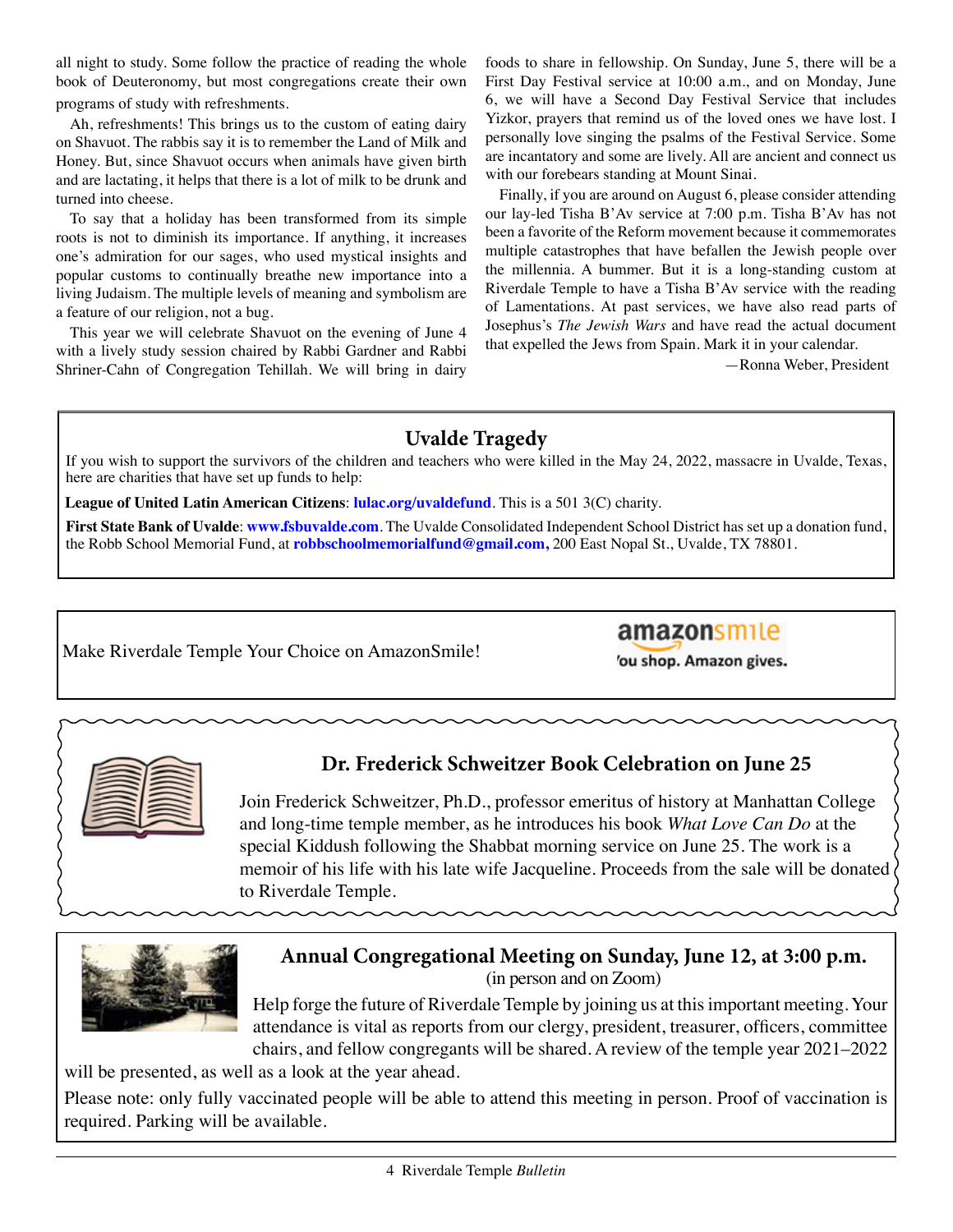all night to study. Some follow the practice of reading the whole book of Deuteronomy, but most congregations create their own programs of study with refreshments.

Ah, refreshments! This brings us to the custom of eating dairy on Shavuot. The rabbis say it is to remember the Land of Milk and Honey. But, since Shavuot occurs when animals have given birth and are lactating, it helps that there is a lot of milk to be drunk and turned into cheese.

To say that a holiday has been transformed from its simple roots is not to diminish its importance. If anything, it increases one's admiration for our sages, who used mystical insights and popular customs to continually breathe new importance into a living Judaism. The multiple levels of meaning and symbolism are a feature of our religion, not a bug.

This year we will celebrate Shavuot on the evening of June 4 with a lively study session chaired by Rabbi Gardner and Rabbi Shriner-Cahn of Congregation Tehillah. We will bring in dairy foods to share in fellowship. On Sunday, June 5, there will be a First Day Festival service at 10:00 a.m., and on Monday, June 6, we will have a Second Day Festival Service that includes Yizkor, prayers that remind us of the loved ones we have lost. I personally love singing the psalms of the Festival Service. Some are incantatory and some are lively. All are ancient and connect us with our forebears standing at Mount Sinai.

Finally, if you are around on August 6, please consider attending our lay-led Tisha B'Av service at 7:00 p.m. Tisha B'Av has not been a favorite of the Reform movement because it commemorates multiple catastrophes that have befallen the Jewish people over the millennia. A bummer. But it is a long-standing custom at Riverdale Temple to have a Tisha B'Av service with the reading of Lamentations. At past services, we have also read parts of Josephus's *The Jewish Wars* and have read the actual document that expelled the Jews from Spain. Mark it in your calendar.

—Ronna Weber, President

## Uvalde Tragedy

If you wish to support the survivors of the children and teachers who were killed in the May 24, 2022, massacre in Uvalde, Texas, here are charities that have set up funds to help:

**League of United Latin American Citizens**: **lulac.org/uvaldefund**. This is a 501 3(C) charity.

**First State Bank of Uvalde**: **www.fsbuvalde.com**. The Uvalde Consolidated Independent School District has set up a donation fund, the Robb School Memorial Fund, at **robbschoolmemorialfund@gmail.com,** 200 East Nopal St., Uvalde, TX 78801.

Make Riverdale Temple Your Choice on AmazonSmile!

amazonsmile
You shop. Amazon gives.

## Dr. Frederick Schweitzer Book Celebration on June 25

Join Frederick Schweitzer, Ph.D., professor emeritus of history at Manhattan College and long-time temple member, as he introduces his book *What Love Can Do* at the special Kiddush following the Shabbat morning service on June 25. The work is a memoir of his life with his late wife Jacqueline. Proceeds from the sale will be donated to Riverdale Temple.

## Annual Congregational Meeting on Sunday, June 12, at 3:00 p.m.

(in person and on Zoom)

Help forge the future of Riverdale Temple by joining us at this important meeting. Your attendance is vital as reports from our clergy, president, treasurer, officers, committee chairs, and fellow congregants will be shared. A review of the temple year 2021–2022 will be presented, as well as a look at the year ahead.

Please note: only fully vaccinated people will be able to attend this meeting in person. Proof of vaccination is required. Parking will be available.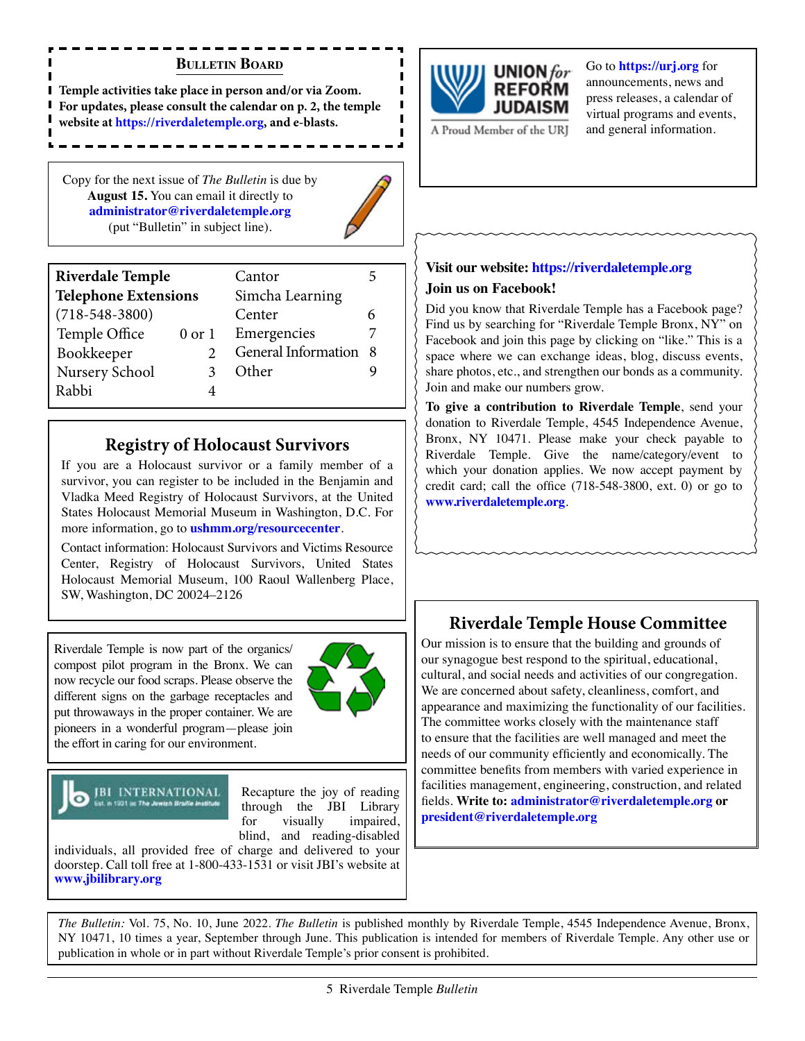## Bulletin Board

**Temple activities take place in person and/or via Zoom. For updates, please consult the calendar on p. 2, the temple website at https://riverdaletemple.org, and e-blasts.**

Copy for the next issue of *The Bulletin* is due by **August 15.** You can email it directly to **administrator@riverdaletemple.org** (put "Bulletin" in subject line).

| **Riverdale Temple Telephone Extensions** (718-548-3800) | | | |
|---|---|---|---|
| Temple Office | 0 or 1 | Cantor | 5 |
| Bookkeeper | 2 | Simcha Learning Center | 6 |
| Nursery School | 3 | Emergencies | 7 |
| Rabbi | 4 | General Information | 8 |
| | | Other | 9 |

## Registry of Holocaust Survivors

If you are a Holocaust survivor or a family member of a survivor, you can register to be included in the Benjamin and Vladka Meed Registry of Holocaust Survivors, at the United States Holocaust Memorial Museum in Washington, D.C. For more information, go to **ushmm.org/resourcecenter**.

Contact information: Holocaust Survivors and Victims Resource Center, Registry of Holocaust Survivors, United States Holocaust Memorial Museum, 100 Raoul Wallenberg Place, SW, Washington, DC 20024–2126

Riverdale Temple is now part of the organics/compost pilot program in the Bronx. We can now recycle our food scraps. Please observe the different signs on the garbage receptacles and put throwaways in the proper container. We are pioneers in a wonderful program—please join the effort in caring for our environment.

JBI INTERNATIONAL Est. in 1931 as The Jewish Braille Institute

Recapture the joy of reading through the JBI Library for visually impaired, blind, and reading-disabled individuals, all provided free of charge and delivered to your doorstep. Call toll free at 1-800-433-1531 or visit JBI's website at **www.jbilibrary.org**

UNION for REFORM JUDAISM — A Proud Member of the URJ

Go to **https://urj.org** for announcements, news and press releases, a calendar of virtual programs and events, and general information.

**Visit our website: https://riverdaletemple.org**

**Join us on Facebook!**

Did you know that Riverdale Temple has a Facebook page? Find us by searching for "Riverdale Temple Bronx, NY" on Facebook and join this page by clicking on "like." This is a space where we can exchange ideas, blog, discuss events, share photos, etc., and strengthen our bonds as a community. Join and make our numbers grow.

**To give a contribution to Riverdale Temple**, send your donation to Riverdale Temple, 4545 Independence Avenue, Bronx, NY 10471. Please make your check payable to Riverdale Temple. Give the name/category/event to which your donation applies. We now accept payment by credit card; call the office (718-548-3800, ext. 0) or go to **www.riverdaletemple.org**.

## Riverdale Temple House Committee

Our mission is to ensure that the building and grounds of our synagogue best respond to the spiritual, educational, cultural, and social needs and activities of our congregation. We are concerned about safety, cleanliness, comfort, and appearance and maximizing the functionality of our facilities. The committee works closely with the maintenance staff to ensure that the facilities are well managed and meet the needs of our community efficiently and economically. The committee benefits from members with varied experience in facilities management, engineering, construction, and related fields. **Write to: administrator@riverdaletemple.org or president@riverdaletemple.org**

*The Bulletin:* Vol. 75, No. 10, June 2022. *The Bulletin* is published monthly by Riverdale Temple, 4545 Independence Avenue, Bronx, NY 10471, 10 times a year, September through June. This publication is intended for members of Riverdale Temple. Any other use or publication in whole or in part without Riverdale Temple's prior consent is prohibited.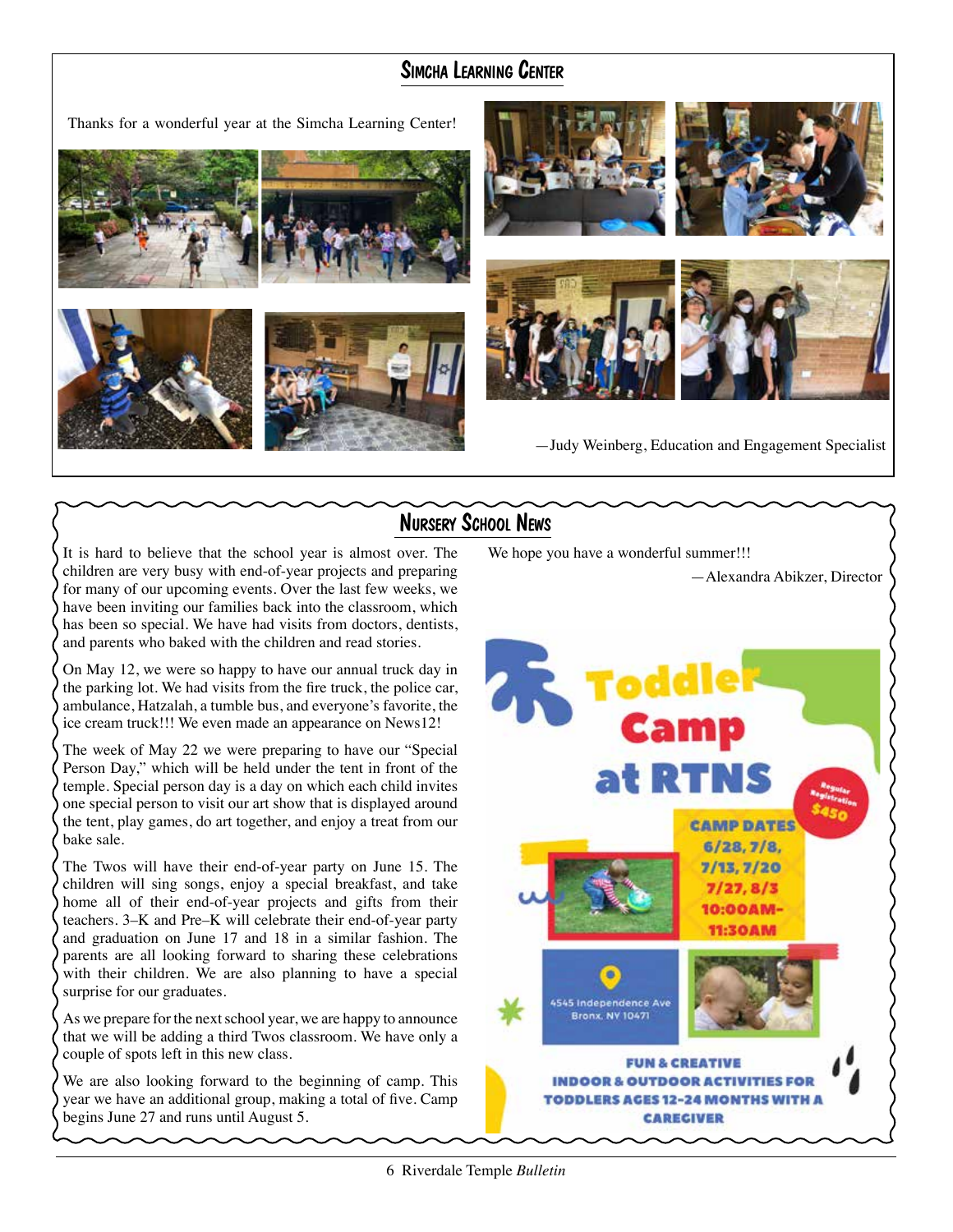## Simcha Learning Center

Thanks for a wonderful year at the Simcha Learning Center!

—Judy Weinberg, Education and Engagement Specialist

## Nursery School News

It is hard to believe that the school year is almost over. The children are very busy with end-of-year projects and preparing for many of our upcoming events. Over the last few weeks, we have been inviting our families back into the classroom, which has been so special. We have had visits from doctors, dentists, and parents who baked with the children and read stories.

On May 12, we were so happy to have our annual truck day in the parking lot. We had visits from the fire truck, the police car, ambulance, Hatzalah, a tumble bus, and everyone's favorite, the ice cream truck!!! We even made an appearance on News12!

The week of May 22 we were preparing to have our "Special Person Day," which will be held under the tent in front of the temple. Special person day is a day on which each child invites one special person to visit our art show that is displayed around the tent, play games, do art together, and enjoy a treat from our bake sale.

The Twos will have their end-of-year party on June 15. The children will sing songs, enjoy a special breakfast, and take home all of their end-of-year projects and gifts from their teachers. 3–K and Pre–K will celebrate their end-of-year party and graduation on June 17 and 18 in a similar fashion. The parents are all looking forward to sharing these celebrations with their children. We are also planning to have a special surprise for our graduates.

As we prepare for the next school year, we are happy to announce that we will be adding a third Twos classroom. We have only a couple of spots left in this new class.

We are also looking forward to the beginning of camp. This year we have an additional group, making a total of five. Camp begins June 27 and runs until August 5.

We hope you have a wonderful summer!!!

—Alexandra Abikzer, Director

**Toddler Camp at RTNS**

Regular Registration $450

CAMP DATES
6/28, 7/8, 7/13, 7/20, 7/27, 8/3
10:00AM–11:30AM

4545 Independence Ave
Bronx, NY 10471

FUN & CREATIVE INDOOR & OUTDOOR ACTIVITIES FOR TODDLERS AGES 12–24 MONTHS WITH A CAREGIVER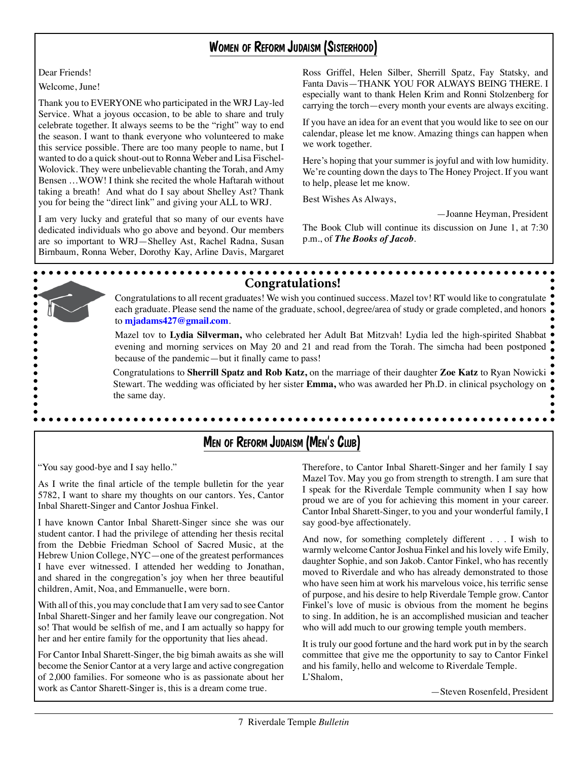## Women of Reform Judaism (Sisterhood)

Dear Friends!

Welcome, June!

Thank you to EVERYONE who participated in the WRJ Lay-led Service. What a joyous occasion, to be able to share and truly celebrate together. It always seems to be the "right" way to end the season. I want to thank everyone who volunteered to make this service possible. There are too many people to name, but I wanted to do a quick shout-out to Ronna Weber and Lisa Fischel-Wolovick. They were unbelievable chanting the Torah, and Amy Bensen …WOW! I think she recited the whole Haftarah without taking a breath! And what do I say about Shelley Ast? Thank you for being the "direct link" and giving your ALL to WRJ.

I am very lucky and grateful that so many of our events have dedicated individuals who go above and beyond. Our members are so important to WRJ—Shelley Ast, Rachel Radna, Susan Birnbaum, Ronna Weber, Dorothy Kay, Arline Davis, Margaret Ross Griffel, Helen Silber, Sherrill Spatz, Fay Statsky, and Fanta Davis—THANK YOU FOR ALWAYS BEING THERE. I especially want to thank Helen Krim and Ronni Stolzenberg for carrying the torch—every month your events are always exciting.

If you have an idea for an event that you would like to see on our calendar, please let me know. Amazing things can happen when we work together.

Here's hoping that your summer is joyful and with low humidity. We're counting down the days to The Honey Project. If you want to help, please let me know.

Best Wishes As Always,

—Joanne Heyman, President

The Book Club will continue its discussion on June 1, at 7:30 p.m., of ***The Books of Jacob***.

## Congratulations!

Congratulations to all recent graduates! We wish you continued success. Mazel tov! RT would like to congratulate each graduate. Please send the name of the graduate, school, degree/area of study or grade completed, and honors to **mjadams427@gmail.com**.

Mazel tov to **Lydia Silverman,** who celebrated her Adult Bat Mitzvah! Lydia led the high-spirited Shabbat evening and morning services on May 20 and 21 and read from the Torah. The simcha had been postponed because of the pandemic—but it finally came to pass!

Congratulations to **Sherrill Spatz and Rob Katz,** on the marriage of their daughter **Zoe Katz** to Ryan Nowicki Stewart. The wedding was officiated by her sister **Emma,** who was awarded her Ph.D. in clinical psychology on the same day.

## Men of Reform Judaism (Men's Club)

"You say good-bye and I say hello."

As I write the final article of the temple bulletin for the year 5782, I want to share my thoughts on our cantors. Yes, Cantor Inbal Sharett-Singer and Cantor Joshua Finkel.

I have known Cantor Inbal Sharett-Singer since she was our student cantor. I had the privilege of attending her thesis recital from the Debbie Friedman School of Sacred Music, at the Hebrew Union College, NYC—one of the greatest performances I have ever witnessed. I attended her wedding to Jonathan, and shared in the congregation's joy when her three beautiful children, Amit, Noa, and Emmanuelle, were born.

With all of this, you may conclude that I am very sad to see Cantor Inbal Sharett-Singer and her family leave our congregation. Not so! That would be selfish of me, and I am actually so happy for her and her entire family for the opportunity that lies ahead.

For Cantor Inbal Sharett-Singer, the big bimah awaits as she will become the Senior Cantor at a very large and active congregation of 2,000 families. For someone who is as passionate about her work as Cantor Sharett-Singer is, this is a dream come true.

Therefore, to Cantor Inbal Sharett-Singer and her family I say Mazel Tov. May you go from strength to strength. I am sure that I speak for the Riverdale Temple community when I say how proud we are of you for achieving this moment in your career. Cantor Inbal Sharett-Singer, to you and your wonderful family, I say good-bye affectionately.

And now, for something completely different . . . I wish to warmly welcome Cantor Joshua Finkel and his lovely wife Emily, daughter Sophie, and son Jakob. Cantor Finkel, who has recently moved to Riverdale and who has already demonstrated to those who have seen him at work his marvelous voice, his terrific sense of purpose, and his desire to help Riverdale Temple grow. Cantor Finkel's love of music is obvious from the moment he begins to sing. In addition, he is an accomplished musician and teacher who will add much to our growing temple youth members.

It is truly our good fortune and the hard work put in by the search committee that give me the opportunity to say to Cantor Finkel and his family, hello and welcome to Riverdale Temple.

L'Shalom,

—Steven Rosenfeld, President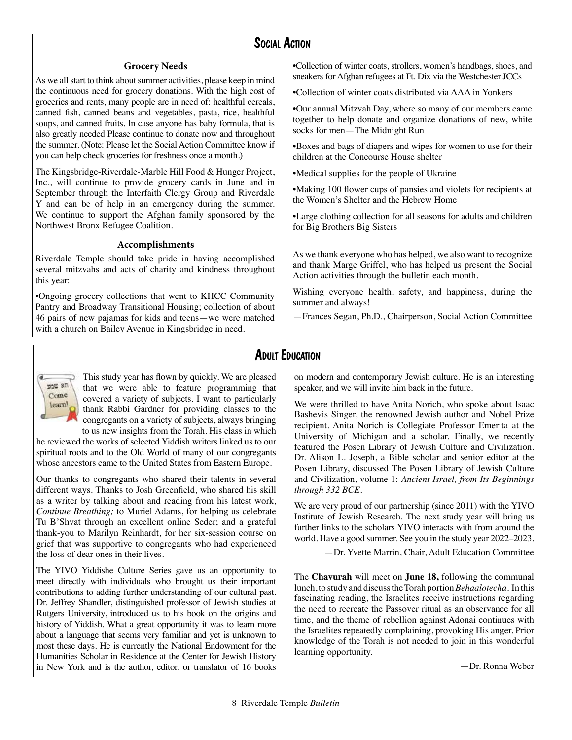# Social Action

### Grocery Needs

As we all start to think about summer activities, please keep in mind the continuous need for grocery donations. With the high cost of groceries and rents, many people are in need of: healthful cereals, canned fish, canned beans and vegetables, pasta, rice, healthful soups, and canned fruits. In case anyone has baby formula, that is also greatly needed Please continue to donate now and throughout the summer. (Note: Please let the Social Action Committee know if you can help check groceries for freshness once a month.)

The Kingsbridge-Riverdale-Marble Hill Food & Hunger Project, Inc., will continue to provide grocery cards in June and in September through the Interfaith Clergy Group and Riverdale Y and can be of help in an emergency during the summer. We continue to support the Afghan family sponsored by the Northwest Bronx Refugee Coalition.

### Accomplishments

Riverdale Temple should take pride in having accomplished several mitzvahs and acts of charity and kindness throughout this year:

•Ongoing grocery collections that went to KHCC Community Pantry and Broadway Transitional Housing; collection of about 46 pairs of new pajamas for kids and teens—we were matched with a church on Bailey Avenue in Kingsbridge in need.

•Collection of winter coats, strollers, women's handbags, shoes, and sneakers for Afghan refugees at Ft. Dix via the Westchester JCCs

•Collection of winter coats distributed via AAA in Yonkers

•Our annual Mitzvah Day, where so many of our members came together to help donate and organize donations of new, white socks for men—The Midnight Run

•Boxes and bags of diapers and wipes for women to use for their children at the Concourse House shelter

•Medical supplies for the people of Ukraine

•Making 100 flower cups of pansies and violets for recipients at the Women's Shelter and the Hebrew Home

•Large clothing collection for all seasons for adults and children for Big Brothers Big Sisters

As we thank everyone who has helped, we also want to recognize and thank Marge Griffel, who has helped us present the Social Action activities through the bulletin each month.

Wishing everyone health, safety, and happiness, during the summer and always!

—Frances Segan, Ph.D., Chairperson, Social Action Committee

# Adult Education

This study year has flown by quickly. We are pleased that we were able to feature programming that covered a variety of subjects. I want to particularly thank Rabbi Gardner for providing classes to the congregants on a variety of subjects, always bringing to us new insights from the Torah. His class in which he reviewed the works of selected Yiddish writers linked us to our spiritual roots and to the Old World of many of our congregants whose ancestors came to the United States from Eastern Europe.

Our thanks to congregants who shared their talents in several different ways. Thanks to Josh Greenfield, who shared his skill as a writer by talking about and reading from his latest work, *Continue Breathing;* to Muriel Adams, for helping us celebrate Tu B'Shvat through an excellent online Seder; and a grateful thank-you to Marilyn Reinhardt, for her six-session course on grief that was supportive to congregants who had experienced the loss of dear ones in their lives.

The YIVO Yiddishe Culture Series gave us an opportunity to meet directly with individuals who brought us their important contributions to adding further understanding of our cultural past. Dr. Jeffrey Shandler, distinguished professor of Jewish studies at Rutgers University, introduced us to his book on the origins and history of Yiddish. What a great opportunity it was to learn more about a language that seems very familiar and yet is unknown to most these days. He is currently the National Endowment for the Humanities Scholar in Residence at the Center for Jewish History in New York and is the author, editor, or translator of 16 books on modern and contemporary Jewish culture. He is an interesting speaker, and we will invite him back in the future.

We were thrilled to have Anita Norich, who spoke about Isaac Bashevis Singer, the renowned Jewish author and Nobel Prize recipient. Anita Norich is Collegiate Professor Emerita at the University of Michigan and a scholar. Finally, we recently featured the Posen Library of Jewish Culture and Civilization. Dr. Alison L. Joseph, a Bible scholar and senior editor at the Posen Library, discussed The Posen Library of Jewish Culture and Civilization, volume 1: *Ancient Israel, from Its Beginnings through 332 BCE*.

We are very proud of our partnership (since 2011) with the YIVO Institute of Jewish Research. The next study year will bring us further links to the scholars YIVO interacts with from around the world. Have a good summer. See you in the study year 2022–2023.

—Dr. Yvette Marrin, Chair, Adult Education Committee

The **Chavurah** will meet on **June 18,** following the communal lunch, to study and discuss the Torah portion *Behaalotecha*. In this fascinating reading, the Israelites receive instructions regarding the need to recreate the Passover ritual as an observance for all time, and the theme of rebellion against Adonai continues with the Israelites repeatedly complaining, provoking His anger. Prior knowledge of the Torah is not needed to join in this wonderful learning opportunity.

—Dr. Ronna Weber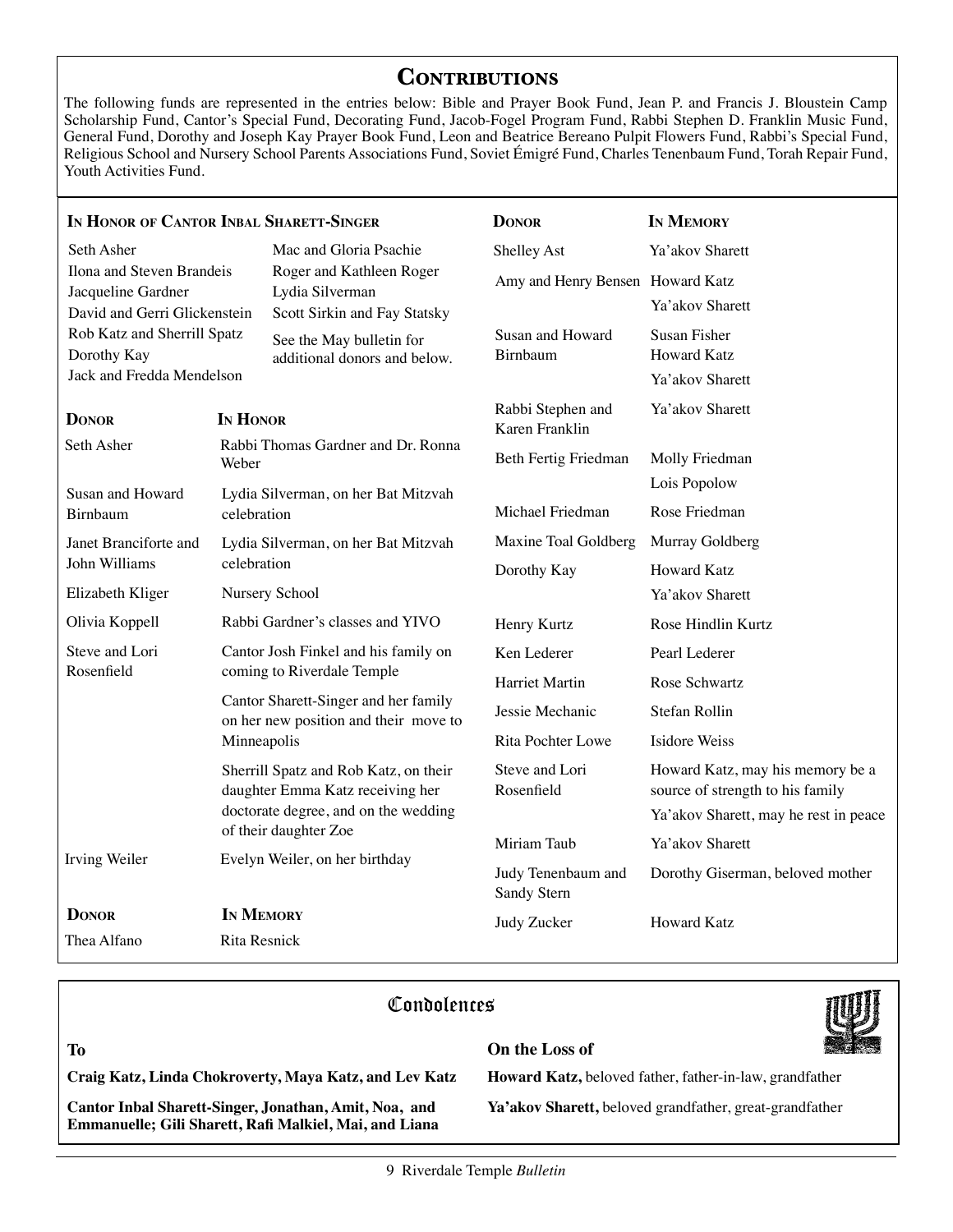# Contributions

The following funds are represented in the entries below: Bible and Prayer Book Fund, Jean P. and Francis J. Bloustein Camp Scholarship Fund, Cantor's Special Fund, Decorating Fund, Jacob-Fogel Program Fund, Rabbi Stephen D. Franklin Music Fund, General Fund, Dorothy and Joseph Kay Prayer Book Fund, Leon and Beatrice Bereano Pulpit Flowers Fund, Rabbi's Special Fund, Religious School and Nursery School Parents Associations Fund, Soviet Émigré Fund, Charles Tenenbaum Fund, Torah Repair Fund, Youth Activities Fund.

## In Honor of Cantor Inbal Sharett-Singer

- Seth Asher
- Ilona and Steven Brandeis
- Jacqueline Gardner
- David and Gerri Glickenstein
- Rob Katz and Sherrill Spatz
- Dorothy Kay
- Jack and Fredda Mendelson
- Mac and Gloria Psachie
- Roger and Kathleen Roger
- Lydia Silverman
- Scott Sirkin and Fay Statsky

See the May bulletin for additional donors and below.

| Donor | In Honor |
|---|---|
| Seth Asher | Rabbi Thomas Gardner and Dr. Ronna Weber |
| Susan and Howard Birnbaum | Lydia Silverman, on her Bat Mitzvah celebration |
| Janet Branciforte and John Williams | Lydia Silverman, on her Bat Mitzvah celebration |
| Elizabeth Kliger | Nursery School |
| Olivia Koppell | Rabbi Gardner's classes and YIVO |
| Steve and Lori Rosenfield | Cantor Josh Finkel and his family on coming to Riverdale Temple |
| | Cantor Sharett-Singer and her family on her new position and their move to Minneapolis |
| | Sherrill Spatz and Rob Katz, on their daughter Emma Katz receiving her doctorate degree, and on the wedding of their daughter Zoe |
| Irving Weiler | Evelyn Weiler, on her birthday |

| Donor | In Memory |
|---|---|
| Thea Alfano | Rita Resnick |
| Shelley Ast | Ya'akov Sharett |
| Amy and Henry Bensen | Howard Katz |
| | Ya'akov Sharett |
| Susan and Howard Birnbaum | Susan Fisher |
| | Howard Katz |
| | Ya'akov Sharett |
| Rabbi Stephen and Karen Franklin | Ya'akov Sharett |
| Beth Fertig Friedman | Molly Friedman |
| | Lois Popolow |
| Michael Friedman | Rose Friedman |
| Maxine Toal Goldberg | Murray Goldberg |
| Dorothy Kay | Howard Katz |
| | Ya'akov Sharett |
| Henry Kurtz | Rose Hindlin Kurtz |
| Ken Lederer | Pearl Lederer |
| Harriet Martin | Rose Schwartz |
| Jessie Mechanic | Stefan Rollin |
| Rita Pochter Lowe | Isidore Weiss |
| Steve and Lori Rosenfield | Howard Katz, may his memory be a source of strength to his family |
| | Ya'akov Sharett, may he rest in peace |
| Miriam Taub | Ya'akov Sharett |
| Judy Tenenbaum and Sandy Stern | Dorothy Giserman, beloved mother |
| Judy Zucker | Howard Katz |

# Condolences

| To | On the Loss of |
|---|---|
| **Craig Katz, Linda Chokroverty, Maya Katz, and Lev Katz** | **Howard Katz,** beloved father, father-in-law, grandfather |
| **Cantor Inbal Sharett-Singer, Jonathan, Amit, Noa, and Emmanuelle; Gili Sharett, Rafi Malkiel, Mai, and Liana** | **Ya'akov Sharett,** beloved grandfather, great-grandfather |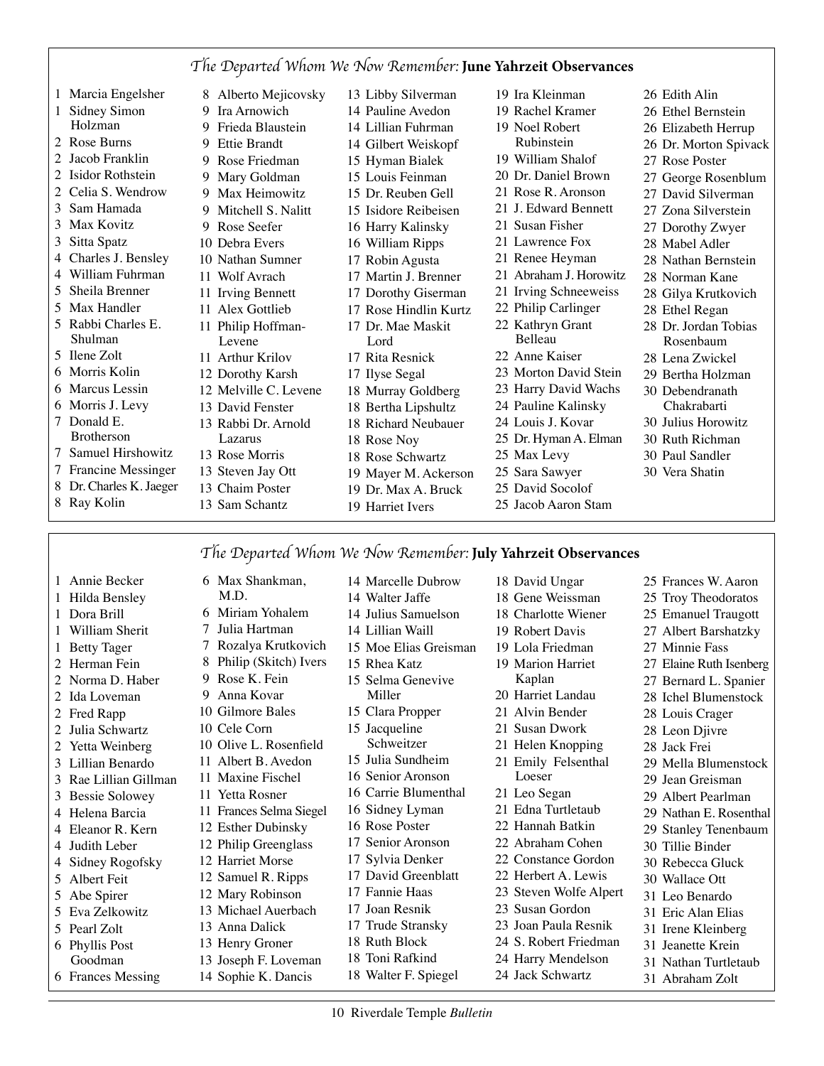## *The Departed Whom We Now Remember:* **June Yahrzeit Observances**

1 Marcia Engelsher
1 Sidney Simon Holzman
2 Rose Burns
2 Jacob Franklin
2 Isidor Rothstein
2 Celia S. Wendrow
3 Sam Hamada
3 Max Kovitz
3 Sitta Spatz
4 Charles J. Bensley
4 William Fuhrman
5 Sheila Brenner
5 Max Handler
5 Rabbi Charles E. Shulman
5 Ilene Zolt
6 Morris Kolin
6 Marcus Lessin
6 Morris J. Levy
7 Donald E. Brotherson
7 Samuel Hirshowitz
7 Francine Messinger
8 Dr. Charles K. Jaeger
8 Ray Kolin
8 Alberto Mejicovsky
9 Ira Arnowich
9 Frieda Blaustein
9 Ettie Brandt
9 Rose Friedman
9 Mary Goldman
9 Max Heimowitz
9 Mitchell S. Nalitt
9 Rose Seefer
10 Debra Evers
10 Nathan Sumner
11 Wolf Avrach
11 Irving Bennett
11 Alex Gottlieb
11 Philip Hoffman-Levene
11 Arthur Krilov
12 Dorothy Karsh
12 Melville C. Levene
13 David Fenster
13 Rabbi Dr. Arnold Lazarus
13 Rose Morris
13 Steven Jay Ott
13 Chaim Poster
13 Sam Schantz
13 Libby Silverman
14 Pauline Avedon
14 Lillian Fuhrman
14 Gilbert Weiskopf
15 Hyman Bialek
15 Louis Feinman
15 Dr. Reuben Gell
15 Isidore Reibeisen
16 Harry Kalinsky
16 William Ripps
17 Robin Agusta
17 Martin J. Brenner
17 Dorothy Giserman
17 Rose Hindlin Kurtz
17 Dr. Mae Maskit Lord
17 Rita Resnick
17 Ilyse Segal
18 Murray Goldberg
18 Bertha Lipshultz
18 Richard Neubauer
18 Rose Noy
18 Rose Schwartz
19 Mayer M. Ackerson
19 Dr. Max A. Bruck
19 Harriet Ivers
19 Ira Kleinman
19 Rachel Kramer
19 Noel Robert Rubinstein
19 William Shalof
20 Dr. Daniel Brown
21 Rose R. Aronson
21 J. Edward Bennett
21 Susan Fisher
21 Lawrence Fox
21 Renee Heyman
21 Abraham J. Horowitz
21 Irving Schneeweiss
22 Philip Carlinger
22 Kathryn Grant Belleau
22 Anne Kaiser
23 Morton David Stein
23 Harry David Wachs
24 Pauline Kalinsky
24 Louis J. Kovar
25 Dr. Hyman A. Elman
25 Max Levy
25 Sara Sawyer
25 David Socolof
25 Jacob Aaron Stam
26 Edith Alin
26 Ethel Bernstein
26 Elizabeth Herrup
26 Dr. Morton Spivack
27 Rose Poster
27 George Rosenblum
27 David Silverman
27 Zona Silverstein
27 Dorothy Zwyer
28 Mabel Adler
28 Nathan Bernstein
28 Norman Kane
28 Gilya Krutkovich
28 Ethel Regan
28 Dr. Jordan Tobias Rosenbaum
28 Lena Zwickel
29 Bertha Holzman
30 Debendranath Chakrabarti
30 Julius Horowitz
30 Ruth Richman
30 Paul Sandler
30 Vera Shatin

## *The Departed Whom We Now Remember:* **July Yahrzeit Observances**

1 Annie Becker
1 Hilda Bensley
1 Dora Brill
1 William Sherit
1 Betty Tager
2 Herman Fein
2 Norma D. Haber
2 Ida Loveman
2 Fred Rapp
2 Julia Schwartz
2 Yetta Weinberg
3 Lillian Benardo
3 Rae Lillian Gillman
3 Bessie Solowey
4 Helena Barcia
4 Eleanor R. Kern
4 Judith Leber
4 Sidney Rogofsky
5 Albert Feit
5 Abe Spirer
5 Eva Zelkowitz
5 Pearl Zolt
6 Phyllis Post Goodman
6 Frances Messing
6 Max Shankman, M.D.
6 Miriam Yohalem
7 Julia Hartman
7 Rozalya Krutkovich
8 Philip (Skitch) Ivers
9 Rose K. Fein
9 Anna Kovar
10 Gilmore Bales
10 Cele Corn
10 Olive L. Rosenfield
11 Albert B. Avedon
11 Maxine Fischel
11 Yetta Rosner
11 Frances Selma Siegel
12 Esther Dubinsky
12 Philip Greenglass
12 Harriet Morse
12 Samuel R. Ripps
12 Mary Robinson
13 Michael Auerbach
13 Anna Dalick
13 Henry Groner
13 Joseph F. Loveman
14 Sophie K. Dancis
14 Marcelle Dubrow
14 Walter Jaffe
14 Julius Samuelson
14 Lillian Waill
15 Moe Elias Greisman
15 Rhea Katz
15 Selma Genevive Miller
15 Clara Propper
15 Jacqueline Schweitzer
15 Julia Sundheim
16 Senior Aronson
16 Carrie Blumenthal
16 Sidney Lyman
16 Rose Poster
17 Senior Aronson
17 Sylvia Denker
17 David Greenblatt
17 Fannie Haas
17 Joan Resnik
17 Trude Stransky
18 Ruth Block
18 Toni Rafkind
18 Walter F. Spiegel
18 David Ungar
18 Gene Weissman
18 Charlotte Wiener
19 Robert Davis
19 Lola Friedman
19 Marion Harriet Kaplan
20 Harriet Landau
21 Alvin Bender
21 Susan Dwork
21 Helen Knopping
21 Emily Felsenthal Loeser
21 Leo Segan
21 Edna Turtletaub
22 Hannah Batkin
22 Abraham Cohen
22 Constance Gordon
22 Herbert A. Lewis
23 Steven Wolfe Alpert
23 Susan Gordon
23 Joan Paula Resnik
24 S. Robert Friedman
24 Harry Mendelson
24 Jack Schwartz
25 Frances W. Aaron
25 Troy Theodoratos
25 Emanuel Traugott
27 Albert Barshatzky
27 Minnie Fass
27 Elaine Ruth Isenberg
27 Bernard L. Spanier
28 Ichel Blumenstock
28 Louis Crager
28 Leon Djivre
28 Jack Frei
29 Mella Blumenstock
29 Jean Greisman
29 Albert Pearlman
29 Nathan E. Rosenthal
29 Stanley Tenenbaum
30 Tillie Binder
30 Rebecca Gluck
30 Wallace Ott
31 Leo Benardo
31 Eric Alan Elias
31 Irene Kleinberg
31 Jeanette Krein
31 Nathan Turtletaub
31 Abraham Zolt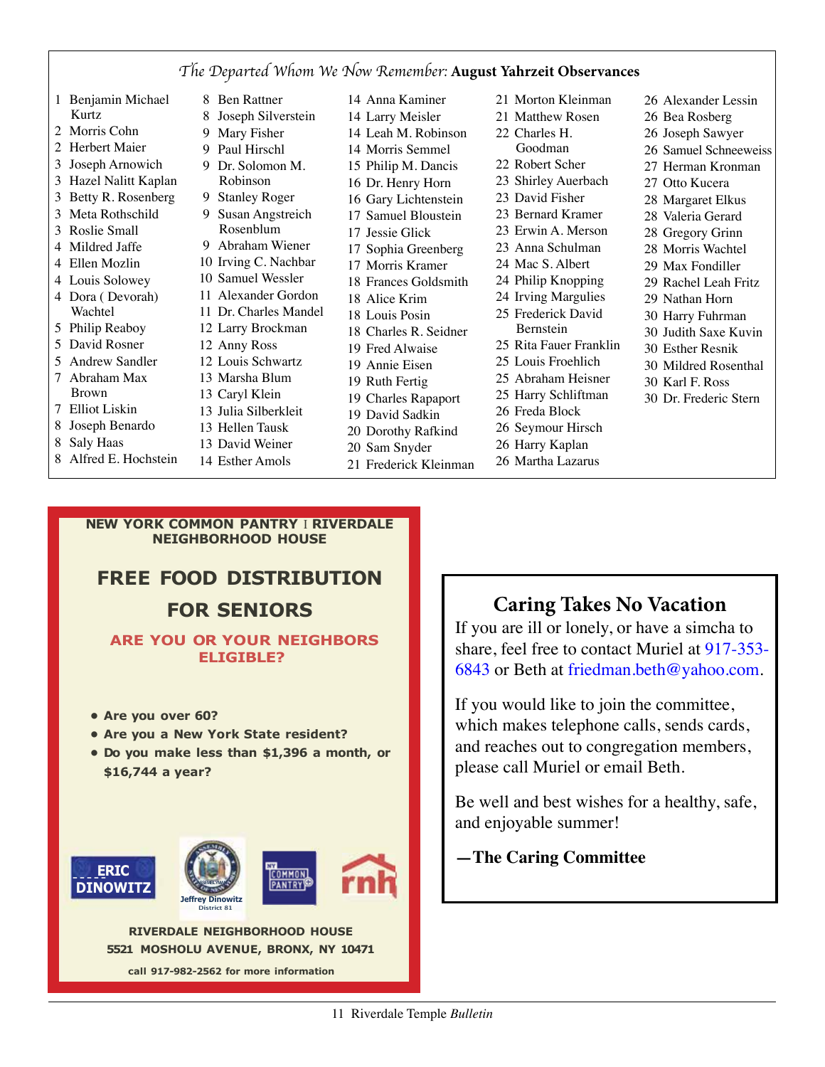## *The Departed Whom We Now Remember:* **August Yahrzeit Observances**

1 Benjamin Michael Kurtz
2 Morris Cohn
2 Herbert Maier
3 Joseph Arnowich
3 Hazel Nalitt Kaplan
3 Betty R. Rosenberg
3 Meta Rothschild
3 Roslie Small
4 Mildred Jaffe
4 Ellen Mozlin
4 Louis Solowey
4 Dora ( Devorah) Wachtel
5 Philip Reaboy
5 David Rosner
5 Andrew Sandler
7 Abraham Max Brown
7 Elliot Liskin
8 Joseph Benardo
8 Saly Haas
8 Alfred E. Hochstein
8 Ben Rattner
8 Joseph Silverstein
9 Mary Fisher
9 Paul Hirschl
9 Dr. Solomon M. Robinson
9 Stanley Roger
9 Susan Angstreich Rosenblum
9 Abraham Wiener
10 Irving C. Nachbar
10 Samuel Wessler
11 Alexander Gordon
11 Dr. Charles Mandel
12 Larry Brockman
12 Anny Ross
12 Louis Schwartz
13 Marsha Blum
13 Caryl Klein
13 Julia Silberkleit
13 Hellen Tausk
13 David Weiner
14 Esther Amols
14 Anna Kaminer
14 Larry Meisler
14 Leah M. Robinson
14 Morris Semmel
15 Philip M. Dancis
16 Dr. Henry Horn
16 Gary Lichtenstein
17 Samuel Bloustein
17 Jessie Glick
17 Sophia Greenberg
17 Morris Kramer
18 Frances Goldsmith
18 Alice Krim
18 Louis Posin
18 Charles R. Seidner
19 Fred Alwaise
19 Annie Eisen
19 Ruth Fertig
19 Charles Rapaport
19 David Sadkin
20 Dorothy Rafkind
20 Sam Snyder
21 Frederick Kleinman
21 Morton Kleinman
21 Matthew Rosen
22 Charles H. Goodman
22 Robert Scher
23 Shirley Auerbach
23 David Fisher
23 Bernard Kramer
23 Erwin A. Merson
23 Anna Schulman
24 Mac S. Albert
24 Philip Knopping
24 Irving Margulies
25 Frederick David Bernstein
25 Rita Fauer Franklin
25 Louis Froehlich
25 Abraham Heisner
25 Harry Schliftman
26 Freda Block
26 Seymour Hirsch
26 Harry Kaplan
26 Martha Lazarus
26 Alexander Lessin
26 Bea Rosberg
26 Joseph Sawyer
26 Samuel Schneeweiss
27 Herman Kronman
27 Otto Kucera
28 Margaret Elkus
28 Valeria Gerard
28 Gregory Grinn
28 Morris Wachtel
29 Max Fondiller
29 Rachel Leah Fritz
29 Nathan Horn
30 Harry Fuhrman
30 Judith Saxe Kuvin
30 Esther Resnik
30 Mildred Rosenthal
30 Karl F. Ross
30 Dr. Frederic Stern

**NEW YORK COMMON PANTRY I RIVERDALE NEIGHBORHOOD HOUSE**

## FREE FOOD DISTRIBUTION FOR SENIORS

**ARE YOU OR YOUR NEIGHBORS ELIGIBLE?**

- **Are you over 60?**
- **Are you a New York State resident?**
- **Do you make less than $1,396 a month, or $16,744 a year?**

ERIC DINOWITZ | Jeffrey Dinowitz District 81 | NY COMMON PANTRY | rnh

**RIVERDALE NEIGHBORHOOD HOUSE**
**5521 MOSHOLU AVENUE, BRONX, NY 10471**
**call 917-982-2562 for more information**

## Caring Takes No Vacation

If you are ill or lonely, or have a simcha to share, feel free to contact Muriel at 917-353-6843 or Beth at friedman.beth@yahoo.com.

If you would like to join the committee, which makes telephone calls, sends cards, and reaches out to congregation members, please call Muriel or email Beth.

Be well and best wishes for a healthy, safe, and enjoyable summer!

**—The Caring Committee**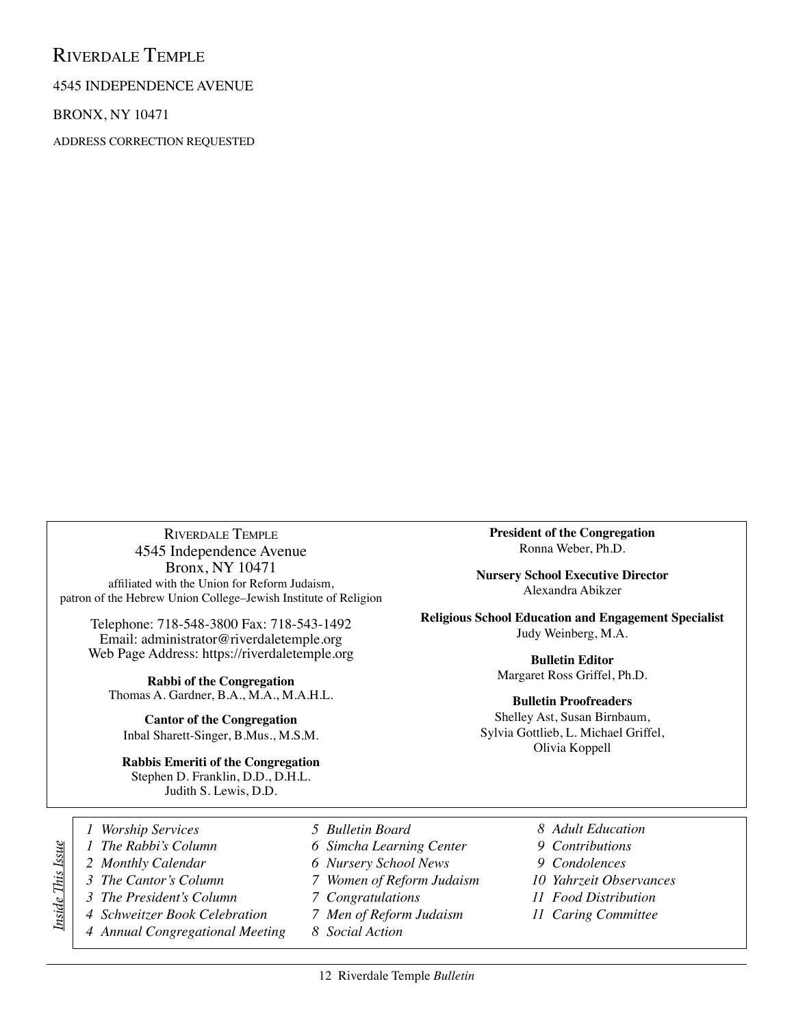RIVERDALE TEMPLE

4545 INDEPENDENCE AVENUE

BRONX, NY 10471

ADDRESS CORRECTION REQUESTED

RIVERDALE TEMPLE
4545 Independence Avenue
Bronx, NY 10471
affiliated with the Union for Reform Judaism,
patron of the Hebrew Union College–Jewish Institute of Religion

Telephone: 718-548-3800 Fax: 718-543-1492
Email: administrator@riverdaletemple.org
Web Page Address: https://riverdaletemple.org

**Rabbi of the Congregation**
Thomas A. Gardner, B.A., M.A., M.A.H.L.

**Cantor of the Congregation**
Inbal Sharett-Singer, B.Mus., M.S.M.

**Rabbis Emeriti of the Congregation**
Stephen D. Franklin, D.D., D.H.L.
Judith S. Lewis, D.D.

**President of the Congregation**
Ronna Weber, Ph.D.

**Nursery School Executive Director**
Alexandra Abikzer

**Religious School Education and Engagement Specialist**
Judy Weinberg, M.A.

**Bulletin Editor**
Margaret Ross Griffel, Ph.D.

**Bulletin Proofreaders**
Shelley Ast, Susan Birnbaum,
Sylvia Gottlieb, L. Michael Griffel,
Olivia Koppell

*Inside This Issue*

- *1 Worship Services*
- *1 The Rabbi's Column*
- *2 Monthly Calendar*
- *3 The Cantor's Column*
- *3 The President's Column*
- *4 Schweitzer Book Celebration*
- *4 Annual Congregational Meeting*
- *5 Bulletin Board*
- *6 Simcha Learning Center*
- *6 Nursery School News*
- *7 Women of Reform Judaism*
- *7 Congratulations*
- *7 Men of Reform Judaism*
- *8 Social Action*
- *8 Adult Education*
- *9 Contributions*
- *9 Condolences*
- *10 Yahrzeit Observances*
- *11 Food Distribution*
- *11 Caring Committee*